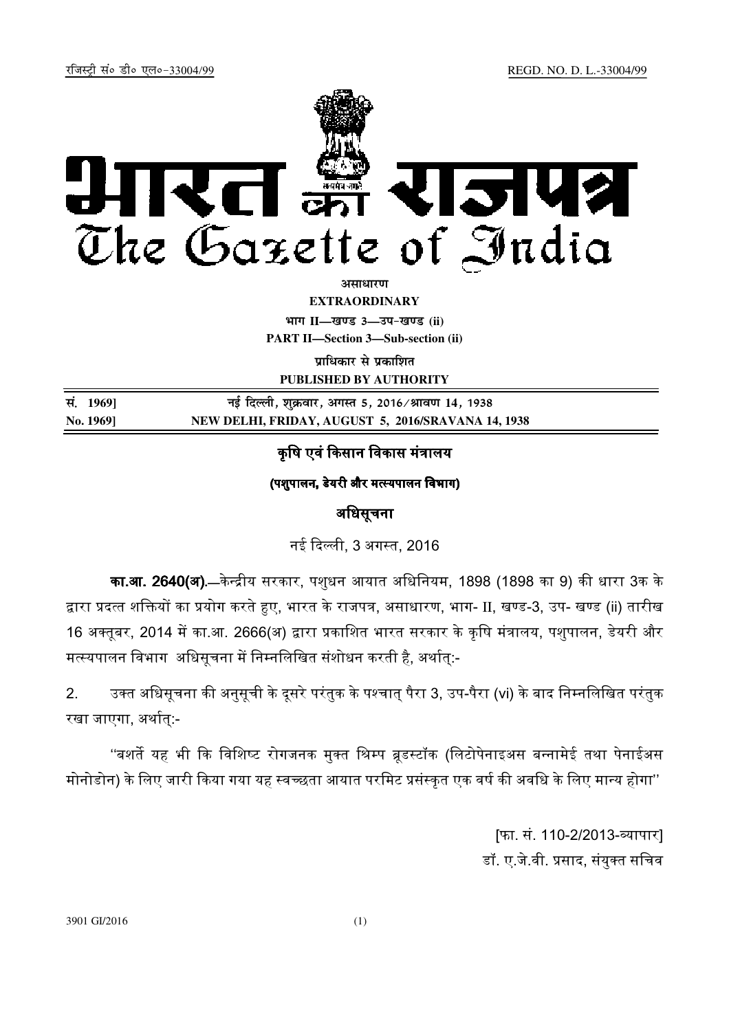रजिस्ट्री सं० डी० एल०-33004/99 REGD. NO. D. L.-33004/99

# भारत का राजपत्र
# The Gazette of India

**असाधारण**

**EXTRAORDINARY**

**भाग II—खण्ड 3—उप-खण्ड (ii)**

**PART II—Section 3—Sub-section (ii)**

**प्राधिकार से प्रकाशित**

**PUBLISHED BY AUTHORITY**

| | |
|---|---|
| **सं. 1969]** | **नई दिल्ली, शुक्रवार, अगस्त 5, 2016/श्रावण 14, 1938** |
| **No. 1969]** | **NEW DELHI, FRIDAY, AUGUST 5, 2016/SRAVANA 14, 1938** |

## कृषि एवं किसान विकास मंत्रालय

### (पशुपालन, डेयरी और मत्स्यपालन विभाग)

### अधिसूचना

नई दिल्ली, 3 अगस्त, 2016

**का.आ. 2640(अ).**—केन्द्रीय सरकार, पशुधन आयात अधिनियम, 1898 (1898 का 9) की धारा 3क के द्वारा प्रदत्त शक्तियों का प्रयोग करते हुए, भारत के राजपत्र, असाधारण, भाग- II, खण्ड-3, उप- खण्ड (ii) तारीख 16 अक्तूबर, 2014 में का.आ. 2666(अ) द्वारा प्रकाशित भारत सरकार के कृषि मंत्रालय, पशुपालन, डेयरी और मत्स्यपालन विभाग अधिसूचना में निम्नलिखित संशोधन करती है, अर्थात्:-

2. उक्त अधिसूचना की अनुसूची के दूसरे परंतुक के पश्चात् पैरा 3, उप-पैरा (vi) के बाद निम्नलिखित परंतुक रखा जाएगा, अर्थात्:-

"बशर्ते यह भी कि विशिष्ट रोगजनक मुक्त श्रिम्प ब्रूडस्टॉक (लिटोपेनाइअस बन्नामेई तथा पेनाईअस मोनोडोन) के लिए जारी किया गया यह स्वच्छता आयात परमिट प्रसंस्कृत एक वर्ष की अवधि के लिए मान्य होगा"

[फा. सं. 110-2/2013-व्यापार]

डॉ. ए.जे.वी. प्रसाद, संयुक्त सचिव

3901 GI/2016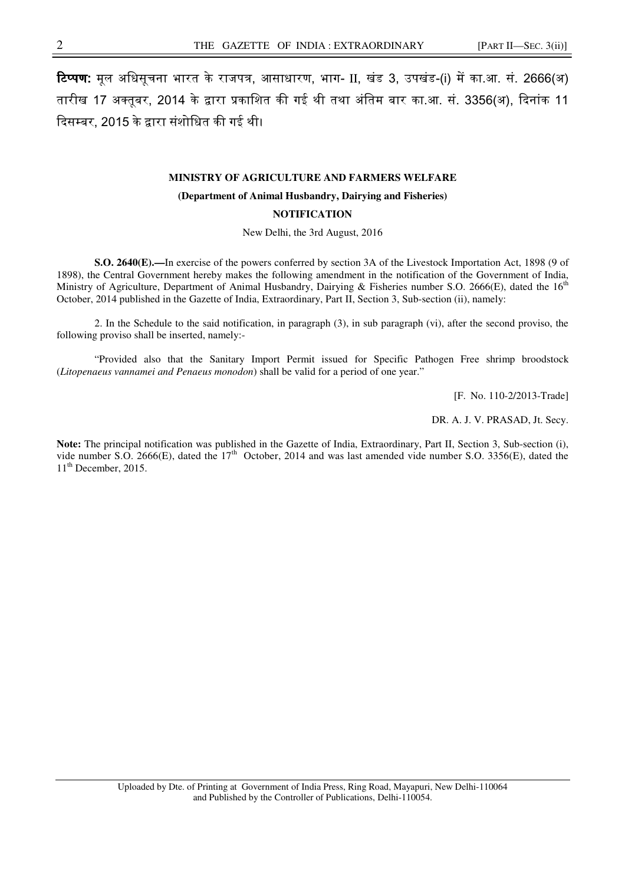**टिप्पण:** मूल अधिसूचना भारत के राजपत्र, आसाधारण, भाग- II, खंड 3, उपखंड-(i) में का.आ. सं. 2666(अ) तारीख 17 अक्तूबर, 2014 के द्वारा प्रकाशित की गई थी तथा अंतिम बार का.आ. सं. 3356(अ), दिनांक 11 दिसम्बर, 2015 के द्वारा संशोधित की गई थी।

**MINISTRY OF AGRICULTURE AND FARMERS WELFARE**

**(Department of Animal Husbandry, Dairying and Fisheries)**

**NOTIFICATION**

New Delhi, the 3rd August, 2016

**S.O. 2640(E).—**In exercise of the powers conferred by section 3A of the Livestock Importation Act, 1898 (9 of 1898), the Central Government hereby makes the following amendment in the notification of the Government of India, Ministry of Agriculture, Department of Animal Husbandry, Dairying & Fisheries number S.O. 2666(E), dated the 16th October, 2014 published in the Gazette of India, Extraordinary, Part II, Section 3, Sub-section (ii), namely:

2. In the Schedule to the said notification, in paragraph (3), in sub paragraph (vi), after the second proviso, the following proviso shall be inserted, namely:-

"Provided also that the Sanitary Import Permit issued for Specific Pathogen Free shrimp broodstock (*Litopenaeus vannamei and Penaeus monodon*) shall be valid for a period of one year."

[F. No. 110-2/2013-Trade]

DR. A. J. V. PRASAD, Jt. Secy.

**Note:** The principal notification was published in the Gazette of India, Extraordinary, Part II, Section 3, Sub-section (i), vide number S.O. 2666(E), dated the 17th October, 2014 and was last amended vide number S.O. 3356(E), dated the 11th December, 2015.

Uploaded by Dte. of Printing at Government of India Press, Ring Road, Mayapuri, New Delhi-110064 and Published by the Controller of Publications, Delhi-110054.